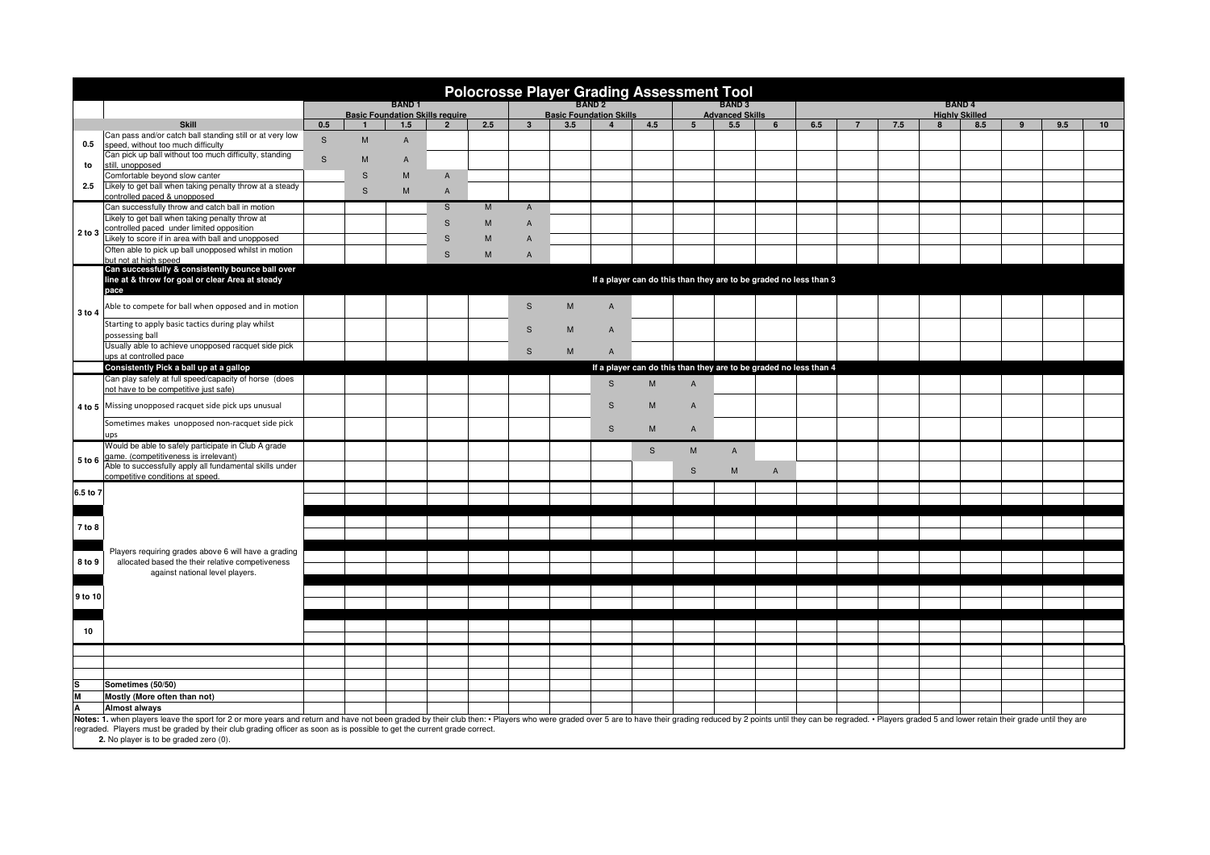# Polocrosse Player Grading Assessment Tool

| | | BAND 1 Basic Foundation Skills require | | | | | BAND 2 Basic Foundation Skills | | | | BAND 3 Advanced Skills | | | BAND 4 Highly Skilled | | | | | | | | |
|---|---|---|---|---|---|---|---|---|---|---|---|---|---|---|---|---|---|---|---|---|---|---|
| | **Skill** | 0.5 | 1 | 1.5 | 2 | 2.5 | 3 | 3.5 | 4 | 4.5 | 5 | 5.5 | 6 | 6.5 | 7 | 7.5 | 8 | 8.5 | 9 | 9.5 | 10 |
| 0.5 to 2.5 | Can pass and/or catch ball standing still or at very low speed, without too much difficulty | S | M | A | | | | | | | | | | | | | | | | | |
| | Can pick up ball without too much difficulty, standing still, unopposed | S | M | A | | | | | | | | | | | | | | | | | |
| | Comfortable beyond slow canter | | S | M | A | | | | | | | | | | | | | | | | |
| | Likely to get ball when taking penalty throw at a steady controlled paced & unopposed | | S | M | A | | | | | | | | | | | | | | | | |
| 2 to 3 | Can successfully throw and catch ball in motion | | | | S | M | A | | | | | | | | | | | | | | |
| | Likely to get ball when taking penalty throw at controlled paced under limited opposition | | | | S | M | A | | | | | | | | | | | | | | |
| | Likely to score if in area with ball and unopposed | | | | S | M | A | | | | | | | | | | | | | | |
| | Often able to pick up ball unopposed whilst in motion but not at high speed | | | | S | M | A | | | | | | | | | | | | | | |
| 3 to 4 | **Can successfully & consistently bounce ball over line at & throw for goal or clear Area at steady pace** | If a player can do this than they are to be graded no less than 3 | | | | | | | | | | | | | | | | | | | |
| | Able to compete for ball when opposed and in motion | | | | | | S | M | A | | | | | | | | | | | | |
| | Starting to apply basic tactics during play whilst possessing ball | | | | | | S | M | A | | | | | | | | | | | | |
| | Usually able to achieve unopposed racquet side pick ups at controlled pace | | | | | | S | M | A | | | | | | | | | | | | |
| 4 to 5 | **Consistently Pick a ball up at a gallop** | If a player can do this than they are to be graded no less than 4 | | | | | | | | | | | | | | | | | | | |
| | Can play safely at full speed/capacity of horse (does not have to be competitive just safe) | | | | | | | | S | M | A | | | | | | | | | | |
| | Missing unopposed racquet side pick ups unusual | | | | | | | | S | M | A | | | | | | | | | | |
| | Sometimes makes unopposed non-racquet side pick ups | | | | | | | | S | M | A | | | | | | | | | | |
| 5 to 6 | Would be able to safely participate in Club A grade game. (competitiveness is irrelevant) | | | | | | | | | S | M | A | | | | | | | | | |
| | Able to successfully apply all fundamental skills under competitive conditions at speed. | | | | | | | | | | S | M | A | | | | | | | | |
| 6.5 to 7 | Players requiring grades above 6 will have a grading allocated based the their relative competiveness against national level players. | | | | | | | | | | | | | | | | | | | | |
| 7 to 8 | | | | | | | | | | | | | | | | | | | | | |
| 8 to 9 | | | | | | | | | | | | | | | | | | | | | |
| 9 to 10 | | | | | | | | | | | | | | | | | | | | | |
| 10 | | | | | | | | | | | | | | | | | | | | | |
| S | **Sometimes (50/50)** | | | | | | | | | | | | | | | | | | | | |
| M | **Mostly (More often than not)** | | | | | | | | | | | | | | | | | | | | |
| A | **Almost always** | | | | | | | | | | | | | | | | | | | | |

**Notes: 1.** when players leave the sport for 2 or more years and return and have not been graded by their club then: • Players who were graded over 5 are to have their grading reduced by 2 points until they can be regraded. • Players graded 5 and lower retain their grade until they are regraded. Players must be graded by their club grading officer as soon as is possible to get the current grade correct.

**2.** No player is to be graded zero (0).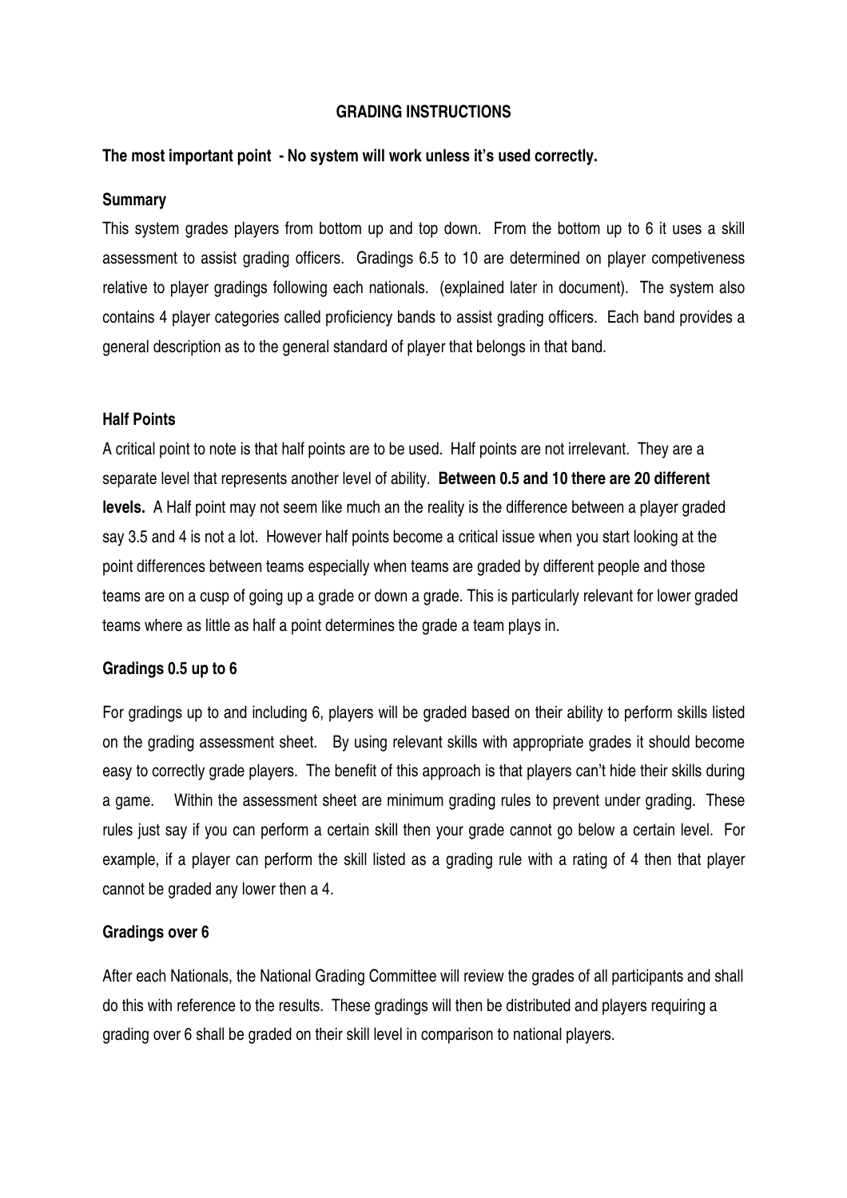## GRADING INSTRUCTIONS

**The most important point - No system will work unless it's used correctly.**

### Summary

This system grades players from bottom up and top down. From the bottom up to 6 it uses a skill assessment to assist grading officers. Gradings 6.5 to 10 are determined on player competiveness relative to player gradings following each nationals. (explained later in document). The system also contains 4 player categories called proficiency bands to assist grading officers. Each band provides a general description as to the general standard of player that belongs in that band.

### Half Points

A critical point to note is that half points are to be used. Half points are not irrelevant. They are a separate level that represents another level of ability. **Between 0.5 and 10 there are 20 different levels.** A Half point may not seem like much an the reality is the difference between a player graded say 3.5 and 4 is not a lot. However half points become a critical issue when you start looking at the point differences between teams especially when teams are graded by different people and those teams are on a cusp of going up a grade or down a grade. This is particularly relevant for lower graded teams where as little as half a point determines the grade a team plays in.

### Gradings 0.5 up to 6

For gradings up to and including 6, players will be graded based on their ability to perform skills listed on the grading assessment sheet. By using relevant skills with appropriate grades it should become easy to correctly grade players. The benefit of this approach is that players can't hide their skills during a game. Within the assessment sheet are minimum grading rules to prevent under grading. These rules just say if you can perform a certain skill then your grade cannot go below a certain level. For example, if a player can perform the skill listed as a grading rule with a rating of 4 then that player cannot be graded any lower then a 4.

### Gradings over 6

After each Nationals, the National Grading Committee will review the grades of all participants and shall do this with reference to the results. These gradings will then be distributed and players requiring a grading over 6 shall be graded on their skill level in comparison to national players.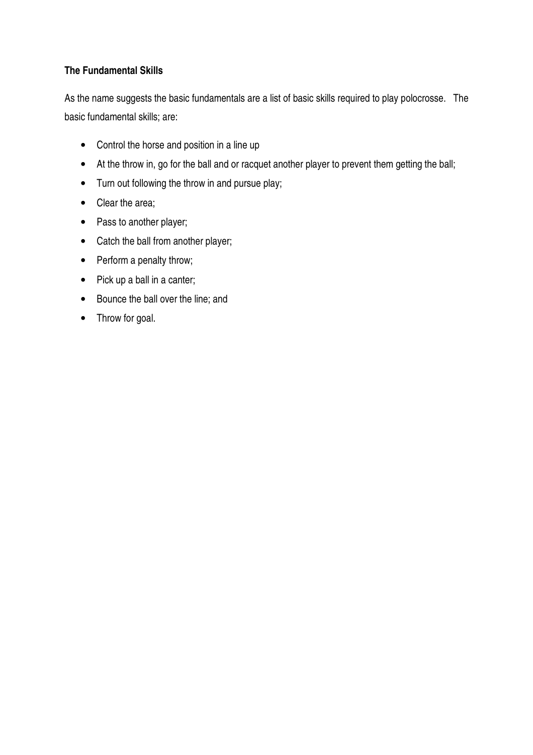**The Fundamental Skills**

As the name suggests the basic fundamentals are a list of basic skills required to play polocrosse. The basic fundamental skills; are:

- Control the horse and position in a line up
- At the throw in, go for the ball and or racquet another player to prevent them getting the ball;
- Turn out following the throw in and pursue play;
- Clear the area;
- Pass to another player;
- Catch the ball from another player;
- Perform a penalty throw;
- Pick up a ball in a canter;
- Bounce the ball over the line; and
- Throw for goal.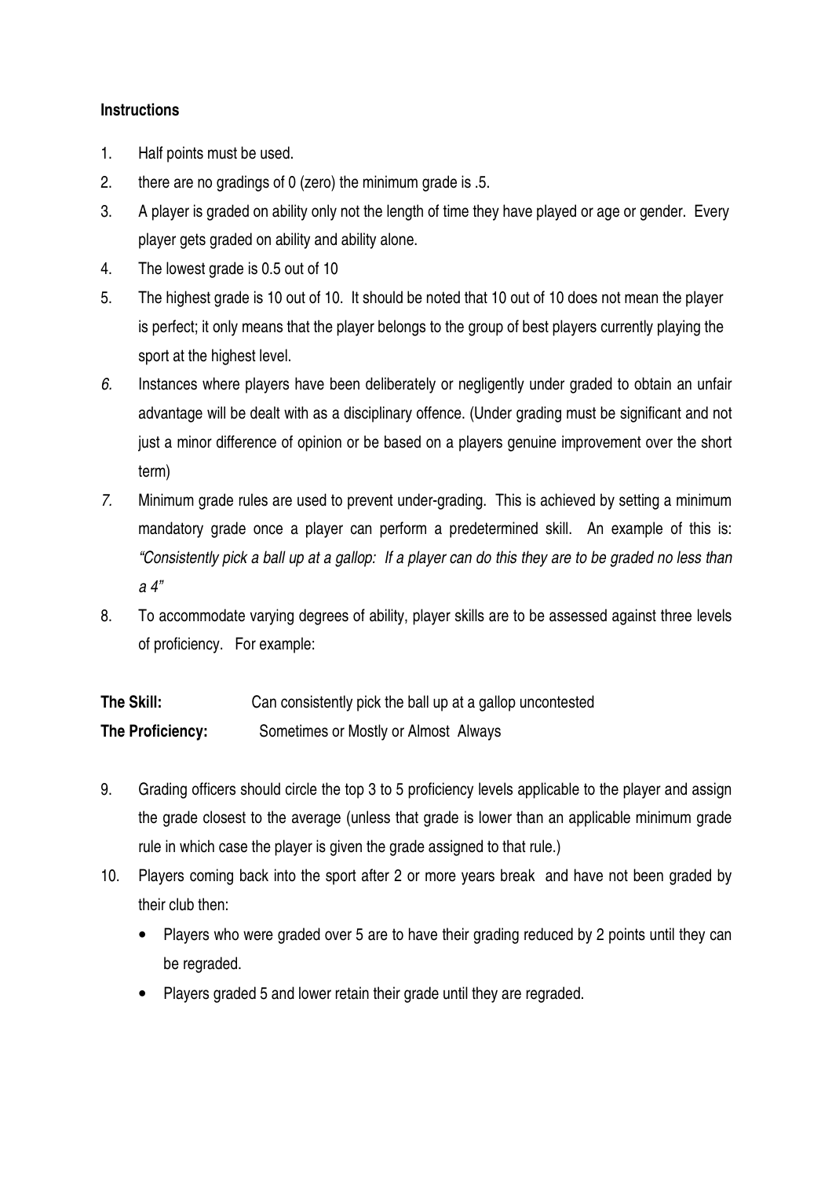**Instructions**

1. Half points must be used.
2. there are no gradings of 0 (zero) the minimum grade is .5.
3. A player is graded on ability only not the length of time they have played or age or gender. Every player gets graded on ability and ability alone.
4. The lowest grade is 0.5 out of 10
5. The highest grade is 10 out of 10. It should be noted that 10 out of 10 does not mean the player is perfect; it only means that the player belongs to the group of best players currently playing the sport at the highest level.
6. Instances where players have been deliberately or negligently under graded to obtain an unfair advantage will be dealt with as a disciplinary offence. (Under grading must be significant and not just a minor difference of opinion or be based on a players genuine improvement over the short term)
7. Minimum grade rules are used to prevent under-grading. This is achieved by setting a minimum mandatory grade once a player can perform a predetermined skill. An example of this is: *"Consistently pick a ball up at a gallop: If a player can do this they are to be graded no less than a 4"*
8. To accommodate varying degrees of ability, player skills are to be assessed against three levels of proficiency. For example:

**The Skill:** Can consistently pick the ball up at a gallop uncontested

**The Proficiency:** Sometimes or Mostly or Almost Always

9. Grading officers should circle the top 3 to 5 proficiency levels applicable to the player and assign the grade closest to the average (unless that grade is lower than an applicable minimum grade rule in which case the player is given the grade assigned to that rule.)
10. Players coming back into the sport after 2 or more years break and have not been graded by their club then:
    - Players who were graded over 5 are to have their grading reduced by 2 points until they can be regraded.
    - Players graded 5 and lower retain their grade until they are regraded.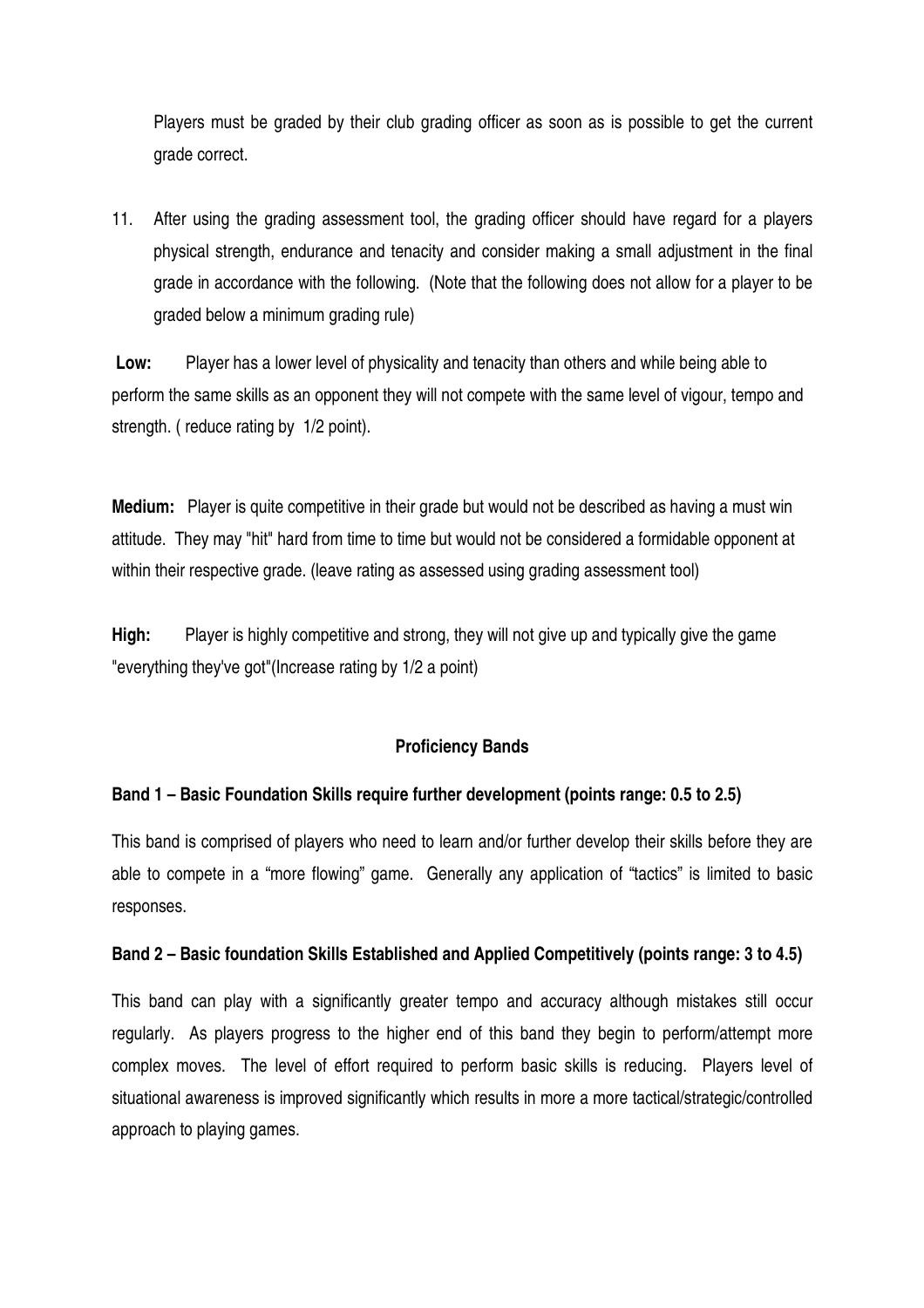Players must be graded by their club grading officer as soon as is possible to get the current grade correct.

11. After using the grading assessment tool, the grading officer should have regard for a players physical strength, endurance and tenacity and consider making a small adjustment in the final grade in accordance with the following. (Note that the following does not allow for a player to be graded below a minimum grading rule)

**Low:** Player has a lower level of physicality and tenacity than others and while being able to perform the same skills as an opponent they will not compete with the same level of vigour, tempo and strength. ( reduce rating by 1/2 point).

**Medium:** Player is quite competitive in their grade but would not be described as having a must win attitude. They may "hit" hard from time to time but would not be considered a formidable opponent at within their respective grade. (leave rating as assessed using grading assessment tool)

**High:** Player is highly competitive and strong, they will not give up and typically give the game "everything they've got"(Increase rating by 1/2 a point)

## Proficiency Bands

### Band 1 – Basic Foundation Skills require further development (points range: 0.5 to 2.5)

This band is comprised of players who need to learn and/or further develop their skills before they are able to compete in a "more flowing" game. Generally any application of "tactics" is limited to basic responses.

### Band 2 – Basic foundation Skills Established and Applied Competitively (points range: 3 to 4.5)

This band can play with a significantly greater tempo and accuracy although mistakes still occur regularly. As players progress to the higher end of this band they begin to perform/attempt more complex moves. The level of effort required to perform basic skills is reducing. Players level of situational awareness is improved significantly which results in more a more tactical/strategic/controlled approach to playing games.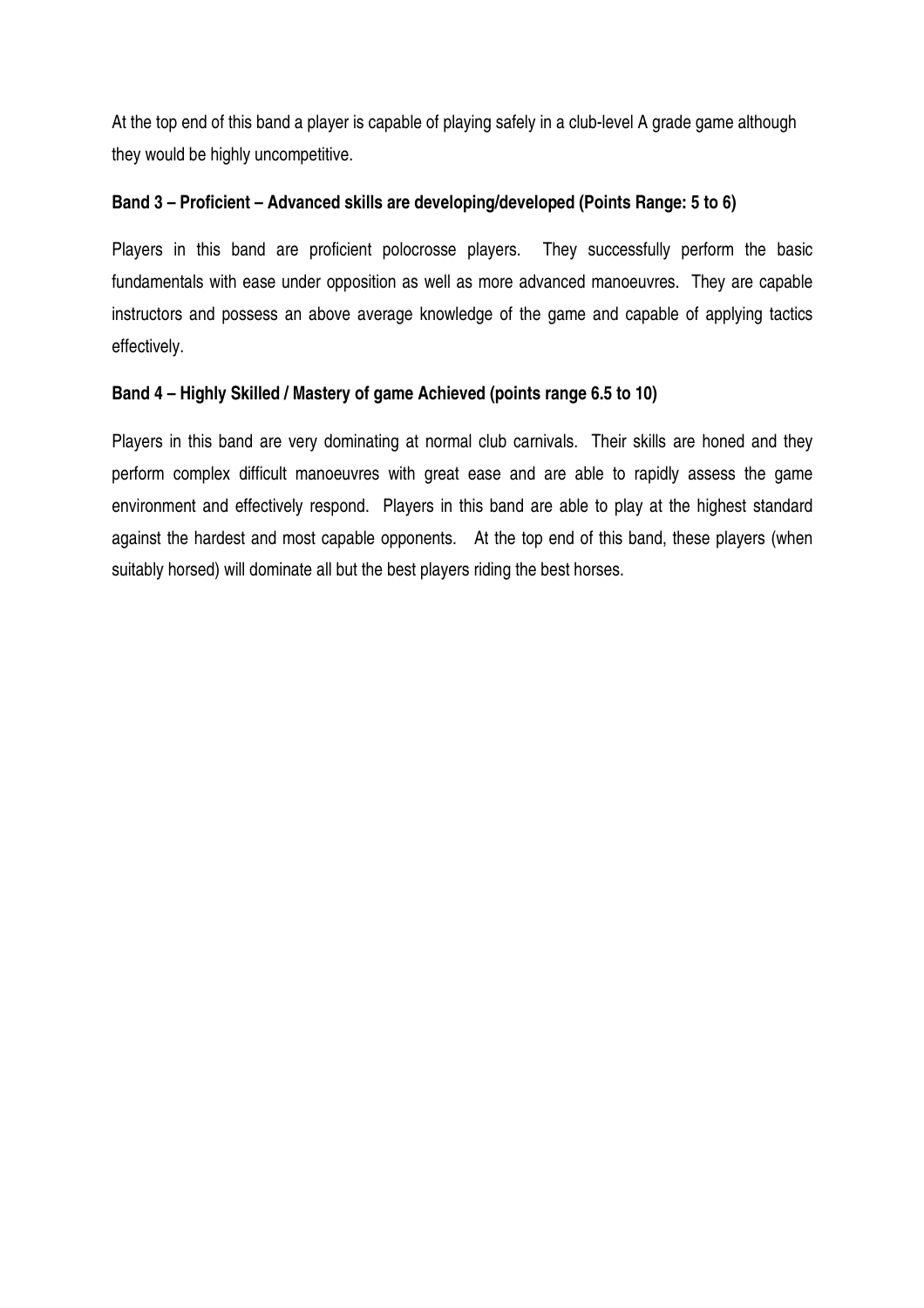At the top end of this band a player is capable of playing safely in a club-level A grade game although they would be highly uncompetitive.

**Band 3 – Proficient – Advanced skills are developing/developed (Points Range: 5 to 6)**

Players in this band are proficient polocrosse players. They successfully perform the basic fundamentals with ease under opposition as well as more advanced manoeuvres. They are capable instructors and possess an above average knowledge of the game and capable of applying tactics effectively.

**Band 4 – Highly Skilled / Mastery of game Achieved (points range 6.5 to 10)**

Players in this band are very dominating at normal club carnivals. Their skills are honed and they perform complex difficult manoeuvres with great ease and are able to rapidly assess the game environment and effectively respond. Players in this band are able to play at the highest standard against the hardest and most capable opponents. At the top end of this band, these players (when suitably horsed) will dominate all but the best players riding the best horses.